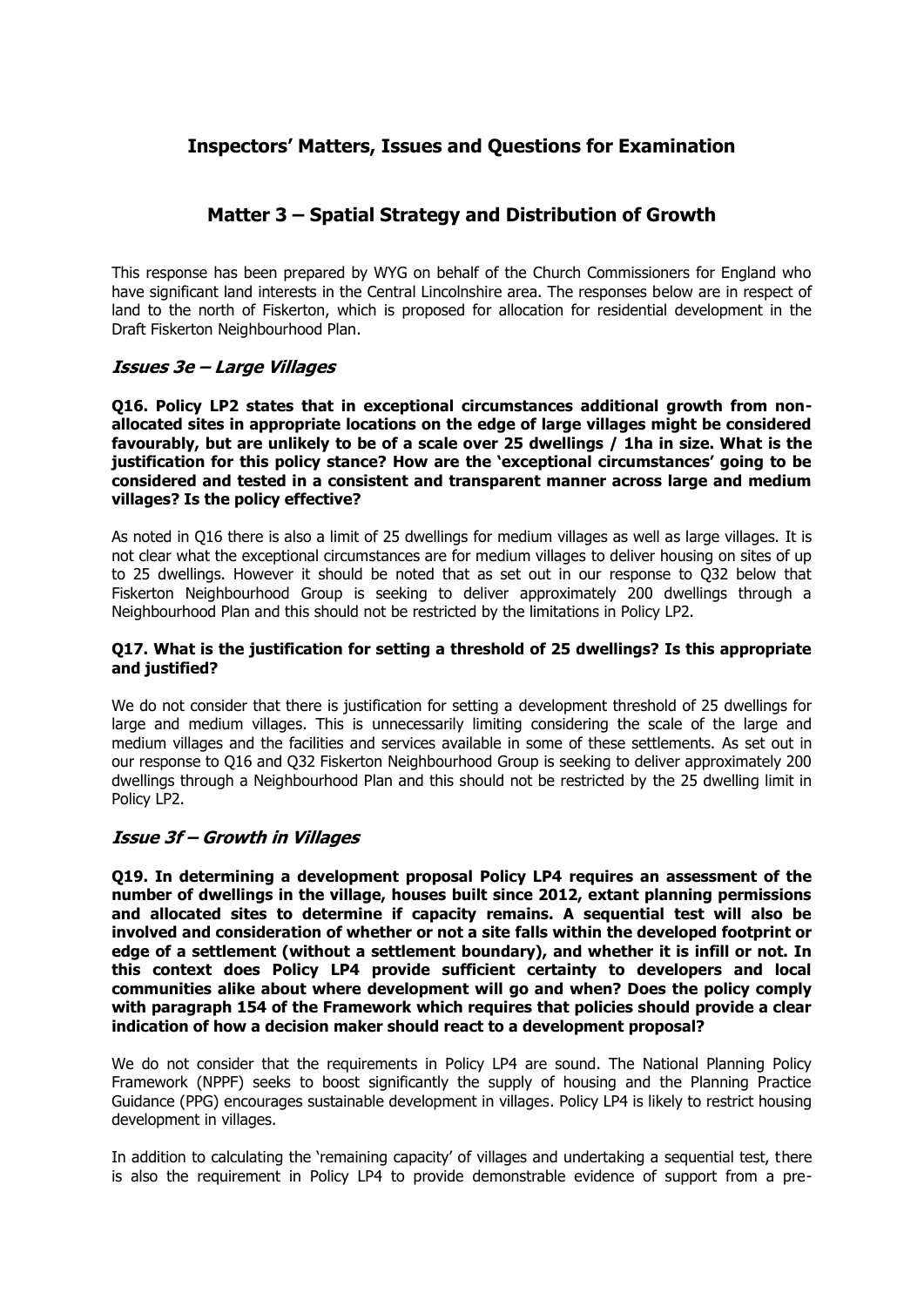# Inspectors' Matters, Issues and Questions for Examination

## Matter 3 – Spatial Strategy and Distribution of Growth

This response has been prepared by WYG on behalf of the Church Commissioners for England who have significant land interests in the Central Lincolnshire area. The responses below are in respect of land to the north of Fiskerton, which is proposed for allocation for residential development in the Draft Fiskerton Neighbourhood Plan.

### *Issues 3e – Large Villages*

**Q16. Policy LP2 states that in exceptional circumstances additional growth from non-allocated sites in appropriate locations on the edge of large villages might be considered favourably, but are unlikely to be of a scale over 25 dwellings / 1ha in size. What is the justification for this policy stance? How are the 'exceptional circumstances' going to be considered and tested in a consistent and transparent manner across large and medium villages? Is the policy effective?**

As noted in Q16 there is also a limit of 25 dwellings for medium villages as well as large villages. It is not clear what the exceptional circumstances are for medium villages to deliver housing on sites of up to 25 dwellings. However it should be noted that as set out in our response to Q32 below that Fiskerton Neighbourhood Group is seeking to deliver approximately 200 dwellings through a Neighbourhood Plan and this should not be restricted by the limitations in Policy LP2.

**Q17. What is the justification for setting a threshold of 25 dwellings? Is this appropriate and justified?**

We do not consider that there is justification for setting a development threshold of 25 dwellings for large and medium villages. This is unnecessarily limiting considering the scale of the large and medium villages and the facilities and services available in some of these settlements. As set out in our response to Q16 and Q32 Fiskerton Neighbourhood Group is seeking to deliver approximately 200 dwellings through a Neighbourhood Plan and this should not be restricted by the 25 dwelling limit in Policy LP2.

### *Issue 3f – Growth in Villages*

**Q19. In determining a development proposal Policy LP4 requires an assessment of the number of dwellings in the village, houses built since 2012, extant planning permissions and allocated sites to determine if capacity remains. A sequential test will also be involved and consideration of whether or not a site falls within the developed footprint or edge of a settlement (without a settlement boundary), and whether it is infill or not. In this context does Policy LP4 provide sufficient certainty to developers and local communities alike about where development will go and when? Does the policy comply with paragraph 154 of the Framework which requires that policies should provide a clear indication of how a decision maker should react to a development proposal?**

We do not consider that the requirements in Policy LP4 are sound. The National Planning Policy Framework (NPPF) seeks to boost significantly the supply of housing and the Planning Practice Guidance (PPG) encourages sustainable development in villages. Policy LP4 is likely to restrict housing development in villages.

In addition to calculating the 'remaining capacity' of villages and undertaking a sequential test, there is also the requirement in Policy LP4 to provide demonstrable evidence of support from a pre-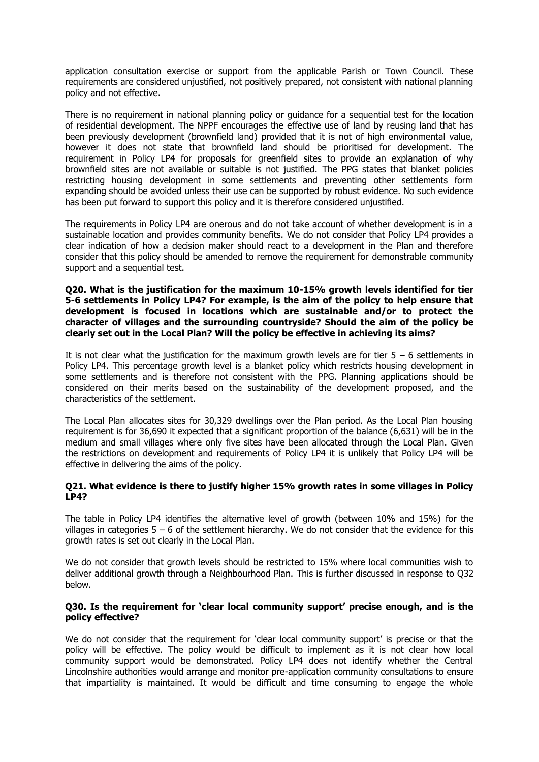application consultation exercise or support from the applicable Parish or Town Council. These requirements are considered unjustified, not positively prepared, not consistent with national planning policy and not effective.

There is no requirement in national planning policy or guidance for a sequential test for the location of residential development. The NPPF encourages the effective use of land by reusing land that has been previously development (brownfield land) provided that it is not of high environmental value, however it does not state that brownfield land should be prioritised for development. The requirement in Policy LP4 for proposals for greenfield sites to provide an explanation of why brownfield sites are not available or suitable is not justified. The PPG states that blanket policies restricting housing development in some settlements and preventing other settlements form expanding should be avoided unless their use can be supported by robust evidence. No such evidence has been put forward to support this policy and it is therefore considered unjustified.

The requirements in Policy LP4 are onerous and do not take account of whether development is in a sustainable location and provides community benefits. We do not consider that Policy LP4 provides a clear indication of how a decision maker should react to a development in the Plan and therefore consider that this policy should be amended to remove the requirement for demonstrable community support and a sequential test.

**Q20. What is the justification for the maximum 10-15% growth levels identified for tier 5-6 settlements in Policy LP4? For example, is the aim of the policy to help ensure that development is focused in locations which are sustainable and/or to protect the character of villages and the surrounding countryside? Should the aim of the policy be clearly set out in the Local Plan? Will the policy be effective in achieving its aims?**

It is not clear what the justification for the maximum growth levels are for tier 5 – 6 settlements in Policy LP4. This percentage growth level is a blanket policy which restricts housing development in some settlements and is therefore not consistent with the PPG. Planning applications should be considered on their merits based on the sustainability of the development proposed, and the characteristics of the settlement.

The Local Plan allocates sites for 30,329 dwellings over the Plan period. As the Local Plan housing requirement is for 36,690 it expected that a significant proportion of the balance (6,631) will be in the medium and small villages where only five sites have been allocated through the Local Plan. Given the restrictions on development and requirements of Policy LP4 it is unlikely that Policy LP4 will be effective in delivering the aims of the policy.

**Q21. What evidence is there to justify higher 15% growth rates in some villages in Policy LP4?**

The table in Policy LP4 identifies the alternative level of growth (between 10% and 15%) for the villages in categories 5 – 6 of the settlement hierarchy. We do not consider that the evidence for this growth rates is set out clearly in the Local Plan.

We do not consider that growth levels should be restricted to 15% where local communities wish to deliver additional growth through a Neighbourhood Plan. This is further discussed in response to Q32 below.

**Q30. Is the requirement for 'clear local community support' precise enough, and is the policy effective?**

We do not consider that the requirement for 'clear local community support' is precise or that the policy will be effective. The policy would be difficult to implement as it is not clear how local community support would be demonstrated. Policy LP4 does not identify whether the Central Lincolnshire authorities would arrange and monitor pre-application community consultations to ensure that impartiality is maintained. It would be difficult and time consuming to engage the whole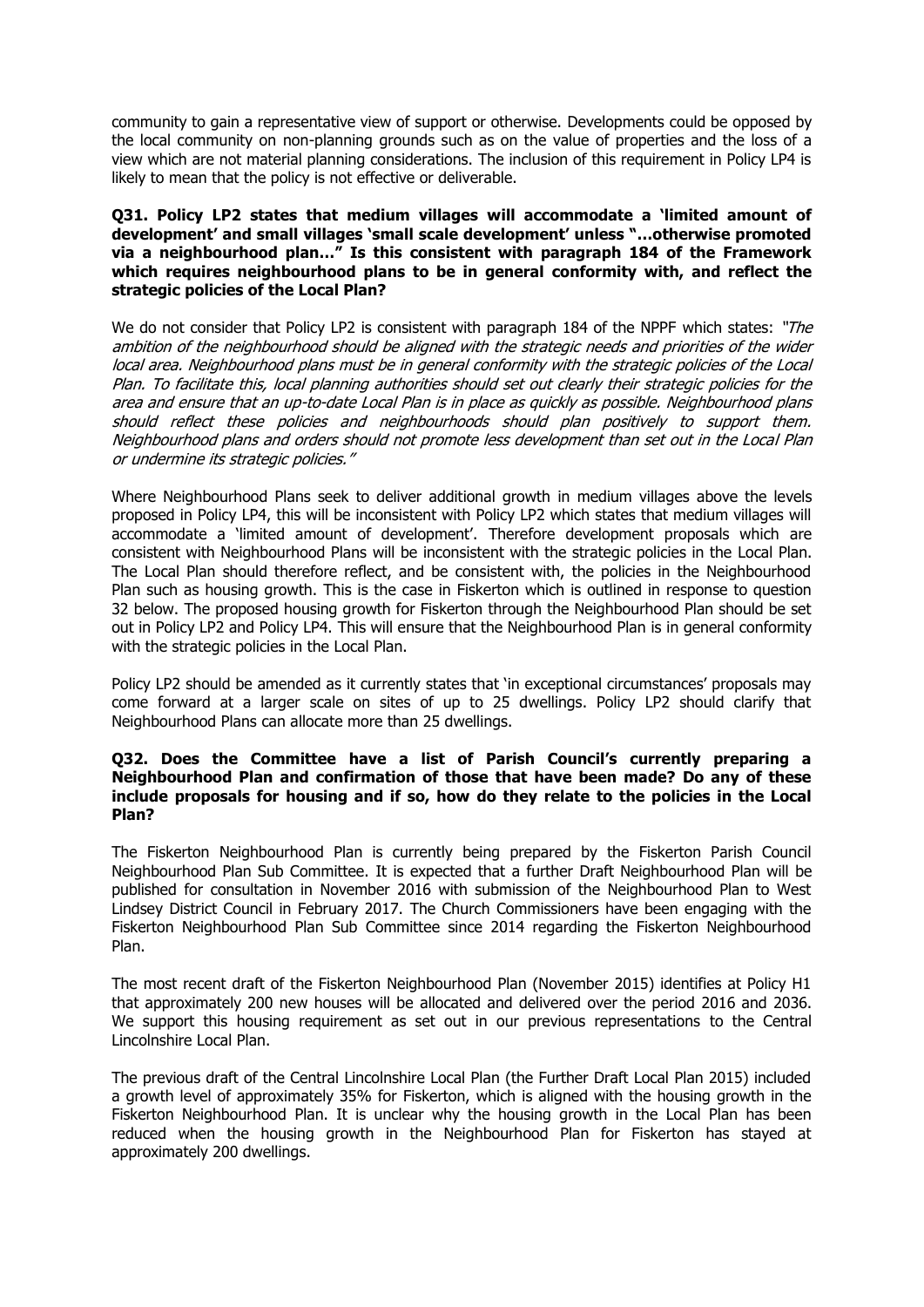community to gain a representative view of support or otherwise. Developments could be opposed by the local community on non-planning grounds such as on the value of properties and the loss of a view which are not material planning considerations. The inclusion of this requirement in Policy LP4 is likely to mean that the policy is not effective or deliverable.

**Q31. Policy LP2 states that medium villages will accommodate a 'limited amount of development' and small villages 'small scale development' unless "…otherwise promoted via a neighbourhood plan…" Is this consistent with paragraph 184 of the Framework which requires neighbourhood plans to be in general conformity with, and reflect the strategic policies of the Local Plan?**

We do not consider that Policy LP2 is consistent with paragraph 184 of the NPPF which states: *"The ambition of the neighbourhood should be aligned with the strategic needs and priorities of the wider local area. Neighbourhood plans must be in general conformity with the strategic policies of the Local Plan. To facilitate this, local planning authorities should set out clearly their strategic policies for the area and ensure that an up-to-date Local Plan is in place as quickly as possible. Neighbourhood plans should reflect these policies and neighbourhoods should plan positively to support them. Neighbourhood plans and orders should not promote less development than set out in the Local Plan or undermine its strategic policies."*

Where Neighbourhood Plans seek to deliver additional growth in medium villages above the levels proposed in Policy LP4, this will be inconsistent with Policy LP2 which states that medium villages will accommodate a 'limited amount of development'. Therefore development proposals which are consistent with Neighbourhood Plans will be inconsistent with the strategic policies in the Local Plan. The Local Plan should therefore reflect, and be consistent with, the policies in the Neighbourhood Plan such as housing growth. This is the case in Fiskerton which is outlined in response to question 32 below. The proposed housing growth for Fiskerton through the Neighbourhood Plan should be set out in Policy LP2 and Policy LP4. This will ensure that the Neighbourhood Plan is in general conformity with the strategic policies in the Local Plan.

Policy LP2 should be amended as it currently states that 'in exceptional circumstances' proposals may come forward at a larger scale on sites of up to 25 dwellings. Policy LP2 should clarify that Neighbourhood Plans can allocate more than 25 dwellings.

**Q32. Does the Committee have a list of Parish Council's currently preparing a Neighbourhood Plan and confirmation of those that have been made? Do any of these include proposals for housing and if so, how do they relate to the policies in the Local Plan?**

The Fiskerton Neighbourhood Plan is currently being prepared by the Fiskerton Parish Council Neighbourhood Plan Sub Committee. It is expected that a further Draft Neighbourhood Plan will be published for consultation in November 2016 with submission of the Neighbourhood Plan to West Lindsey District Council in February 2017. The Church Commissioners have been engaging with the Fiskerton Neighbourhood Plan Sub Committee since 2014 regarding the Fiskerton Neighbourhood Plan.

The most recent draft of the Fiskerton Neighbourhood Plan (November 2015) identifies at Policy H1 that approximately 200 new houses will be allocated and delivered over the period 2016 and 2036. We support this housing requirement as set out in our previous representations to the Central Lincolnshire Local Plan.

The previous draft of the Central Lincolnshire Local Plan (the Further Draft Local Plan 2015) included a growth level of approximately 35% for Fiskerton, which is aligned with the housing growth in the Fiskerton Neighbourhood Plan. It is unclear why the housing growth in the Local Plan has been reduced when the housing growth in the Neighbourhood Plan for Fiskerton has stayed at approximately 200 dwellings.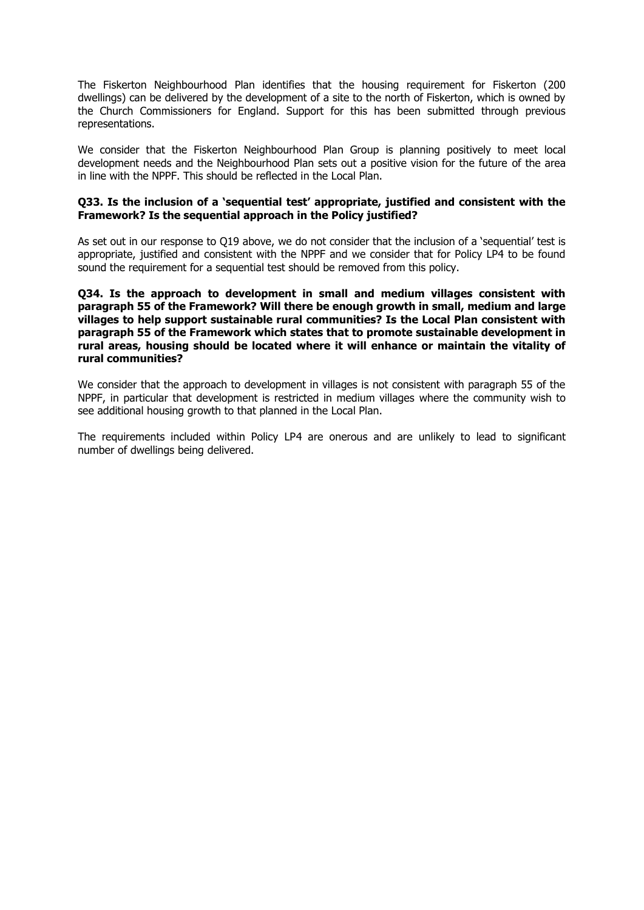The Fiskerton Neighbourhood Plan identifies that the housing requirement for Fiskerton (200 dwellings) can be delivered by the development of a site to the north of Fiskerton, which is owned by the Church Commissioners for England. Support for this has been submitted through previous representations.

We consider that the Fiskerton Neighbourhood Plan Group is planning positively to meet local development needs and the Neighbourhood Plan sets out a positive vision for the future of the area in line with the NPPF. This should be reflected in the Local Plan.

**Q33. Is the inclusion of a 'sequential test' appropriate, justified and consistent with the Framework? Is the sequential approach in the Policy justified?**

As set out in our response to Q19 above, we do not consider that the inclusion of a 'sequential' test is appropriate, justified and consistent with the NPPF and we consider that for Policy LP4 to be found sound the requirement for a sequential test should be removed from this policy.

**Q34. Is the approach to development in small and medium villages consistent with paragraph 55 of the Framework? Will there be enough growth in small, medium and large villages to help support sustainable rural communities? Is the Local Plan consistent with paragraph 55 of the Framework which states that to promote sustainable development in rural areas, housing should be located where it will enhance or maintain the vitality of rural communities?**

We consider that the approach to development in villages is not consistent with paragraph 55 of the NPPF, in particular that development is restricted in medium villages where the community wish to see additional housing growth to that planned in the Local Plan.

The requirements included within Policy LP4 are onerous and are unlikely to lead to significant number of dwellings being delivered.